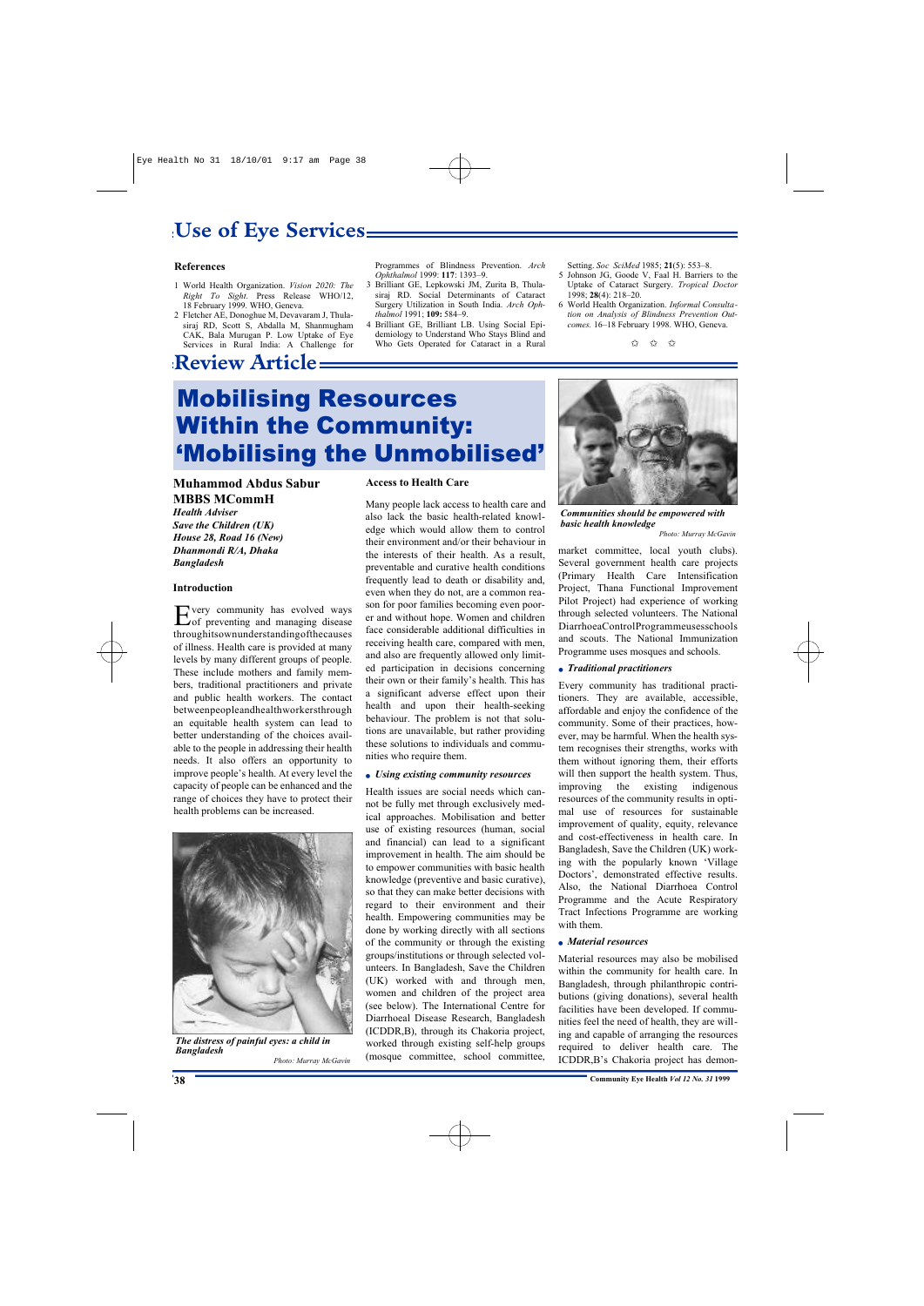## Use of Eye Services

### References

1 World Health Organization. *Vision 2020: The Right To Sight.* Press Release WHO/12, 18 February 1999. WHO, Geneva.
2 Fletcher AE, Donoghue M, Devavaram J, Thulasiraj RD, Scott S, Abdalla M, Shanmugham CAK, Bala Murugan P. Low Uptake of Eye Services in Rural India: A Challenge for Programmes of Blindness Prevention. *Arch Ophthalmol* 1999: **117**: 1393–9.
3 Brilliant GE, Lepkowski JM, Zurita B, Thulasiraj RD. Social Determinants of Cataract Surgery Utilization in South India. *Arch Ophthalmol* 1991; **109:** 584–9.
4 Brilliant GE, Brilliant LB. Using Social Epidemiology to Understand Who Stays Blind and Who Gets Operated for Cataract in a Rural Setting. *Soc SciMed* 1985; **21**(5): 553–8.
5 Johnson JG, Goode V, Faal H. Barriers to the Uptake of Cataract Surgery. *Tropical Doctor* 1998; **28**(4): 218–20.
6 World Health Organization. *Informal Consultation on Analysis of Blindness Prevention Outcomes.* 16–18 February 1998. WHO, Geneva.

✩ ✩ ✩

## Review Article

# Mobilising Resources Within the Community: 'Mobilising the Unmobilised'

**Muhammod Abdus Sabur MBBS MCommH**
***Health Adviser***
***Save the Children (UK)***
***House 28, Road 16 (New)***
***Dhanmondi R/A, Dhaka***
***Bangladesh***

### Introduction

Every community has evolved ways of preventing and managing disease through its own understanding of the causes of illness. Health care is provided at many levels by many different groups of people. These include mothers and family members, traditional practitioners and private and public health workers. The contact between people and health workers through an equitable health system can lead to better understanding of the choices available to the people in addressing their health needs. It also offers an opportunity to improve people's health. At every level the capacity of people can be enhanced and the range of choices they have to protect their health problems can be increased.

*The distress of painful eyes: a child in Bangladesh*

Photo: Murray McGavin

### Access to Health Care

Many people lack access to health care and also lack the basic health-related knowledge which would allow them to control their environment and/or their behaviour in the interests of their health. As a result, preventable and curative health conditions frequently lead to death or disability and, even when they do not, are a common reason for poor families becoming even poorer and without hope. Women and children face considerable additional difficulties in receiving health care, compared with men, and also are frequently allowed only limited participation in decisions concerning their own or their family's health. This has a significant adverse effect upon their health and upon their health-seeking behaviour. The problem is not that solutions are unavailable, but rather providing these solutions to individuals and communities who require them.

- ***Using existing community resources***

Health issues are social needs which cannot be fully met through exclusively medical approaches. Mobilisation and better use of existing resources (human, social and financial) can lead to a significant improvement in health. The aim should be to empower communities with basic health knowledge (preventive and basic curative), so that they can make better decisions with regard to their environment and their health. Empowering communities may be done by working directly with all sections of the community or through the existing groups/institutions or through selected volunteers. In Bangladesh, Save the Children (UK) worked with and through men, women and children of the project area (see below). The International Centre for Diarrhoeal Disease Research, Bangladesh (ICDDR,B), through its Chakoria project, worked through existing self-help groups (mosque committee, school committee, market committee, local youth clubs). Several government health care projects (Primary Health Care Intensification Project, Thana Functional Improvement Pilot Project) had experience of working through selected volunteers. The National Diarrhoea Control Programme uses schools and scouts. The National Immunization Programme uses mosques and schools.

*Communities should be empowered with basic health knowledge*

Photo: Murray McGavin

- ***Traditional practitioners***

Every community has traditional practitioners. They are available, accessible, affordable and enjoy the confidence of the community. Some of their practices, however, may be harmful. When the health system recognises their strengths, works with them without ignoring them, their efforts will then support the health system. Thus, improving the existing indigenous resources of the community results in optimal use of resources for sustainable improvement of quality, equity, relevance and cost-effectiveness in health care. In Bangladesh, Save the Children (UK) working with the popularly known 'Village Doctors', demonstrated effective results. Also, the National Diarrhoea Control Programme and the Acute Respiratory Tract Infections Programme are working with them.

- ***Material resources***

Material resources may also be mobilised within the community for health care. In Bangladesh, through philanthropic contributions (giving donations), several health facilities have been developed. If communities feel the need of health, they are willing and capable of arranging the resources required to deliver health care. The ICDDR,B's Chakoria project has demon-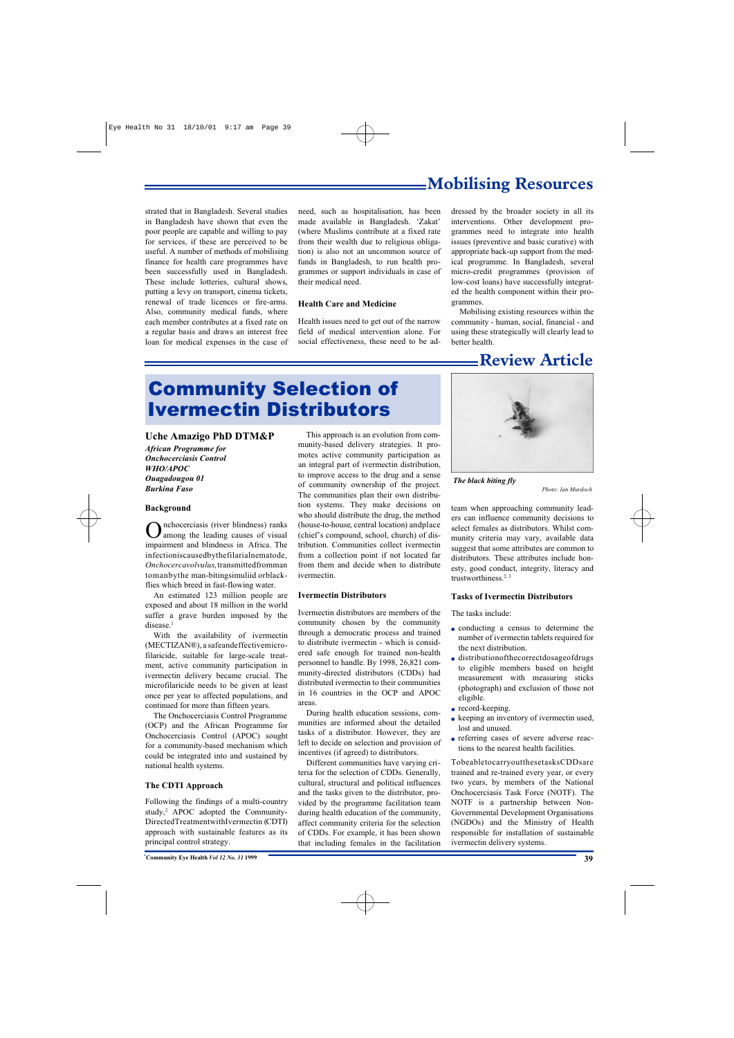## Mobilising Resources

strated that in Bangladesh. Several studies in Bangladesh have shown that even the poor people are capable and willing to pay for services, if these are perceived to be useful. A number of methods of mobilising finance for health care programmes have been successfully used in Bangladesh. These include lotteries, cultural shows, putting a levy on transport, cinema tickets, renewal of trade licences or fire-arms. Also, community medical funds, where each member contributes at a fixed rate on a regular basis and draws an interest free loan for medical expenses in the case of need, such as hospitalisation, has been made available in Bangladesh. 'Zakat' (where Muslims contribute at a fixed rate from their wealth due to religious obligation) is also not an uncommon source of funds in Bangladesh, to run health programmes or support individuals in case of their medical need.

### Health Care and Medicine

Health issues need to get out of the narrow field of medical intervention alone. For social effectiveness, these need to be addressed by the broader society in all its interventions. Other development programmes need to integrate into health issues (preventive and basic curative) with appropriate back-up support from the medical programme. In Bangladesh, several micro-credit programmes (provision of low-cost loans) have successfully integrated the health component within their programmes.

Mobilising existing resources within the community - human, social, financial - and using these strategically will clearly lead to better health.

## Review Article

# Community Selection of Ivermectin Distributors

**Uche Amazigo PhD DTM&P**

***African Programme for Onchocerciasis Control***
***WHO/APOC***
***Ouagadougou 01***
***Burkina Faso***

### Background

Onchocerciasis (river blindness) ranks among the leading causes of visual impairment and blindness in Africa. The infection is caused by the filarial nematode, *Onchocerca volvulus*, transmitted from man to man by the man-biting simuliid or black-flies which breed in fast-flowing water.

An estimated 123 million people are exposed and about 18 million in the world suffer a grave burden imposed by the disease.[1]

With the availability of ivermectin (MECTIZAN®), a safe and effective microfilaricide, suitable for large-scale treatment, active community participation in ivermectin delivery became crucial. The microfilaricide needs to be given at least once per year to affected populations, and continued for more than fifteen years.

The Onchocerciasis Control Programme (OCP) and the African Programme for Onchocerciasis Control (APOC) sought for a community-based mechanism which could be integrated into and sustained by national health systems.

### The CDTI Approach

Following the findings of a multi-country study,[2] APOC adopted the Community-Directed Treatment with Ivermectin (CDTI) approach with sustainable features as its principal control strategy.

This approach is an evolution from community-based delivery strategies. It promotes active community participation as an integral part of ivermectin distribution, to improve access to the drug and a sense of community ownership of the project. The communities plan their own distribution systems. They make decisions on who should distribute the drug, the method (house-to-house, central location) and place (chief's compound, school, church) of distribution. Communities collect ivermectin from a collection point if not located far from them and decide when to distribute ivermectin.

### Ivermectin Distributors

Ivermectin distributors are members of the community chosen by the community through a democratic process and trained to distribute ivermectin - which is considered safe enough for trained non-health personnel to handle. By 1998, 26,821 community-directed distributors (CDDs) had distributed ivermectin to their communities in 16 countries in the OCP and APOC areas.

During health education sessions, communities are informed about the detailed tasks of a distributor. However, they are left to decide on selection and provision of incentives (if agreed) to distributors.

Different communities have varying criteria for the selection of CDDs. Generally, cultural, structural and political influences and the tasks given to the distributor, provided by the programme facilitation team during health education of the community, affect community criteria for the selection of CDDs. For example, it has been shown that including females in the facilitation team when approaching community leaders can influence community decisions to select females as distributors. Whilst community criteria may vary, available data suggest that some attributes are common to distributors. These attributes include honesty, good conduct, integrity, literacy and trustworthiness.[2, 3]

*The black biting fly*

*Photo: Ian Murdoch*

### Tasks of Ivermectin Distributors

The tasks include:

- conducting a census to determine the number of ivermectin tablets required for the next distribution.
- distribution of the correct dosage of drugs to eligible members based on height measurement with measuring sticks (photograph) and exclusion of those not eligible.
- record-keeping.
- keeping an inventory of ivermectin used, lost and unused.
- referring cases of severe adverse reactions to the nearest health facilities.

To be able to carry out these tasks CDDs are trained and re-trained every year, or every two years, by members of the National Onchocerciasis Task Force (NOTF). The NOTF is a partnership between Non-Governmental Development Organisations (NGDOs) and the Ministry of Health responsible for installation of sustainable ivermectin delivery systems.